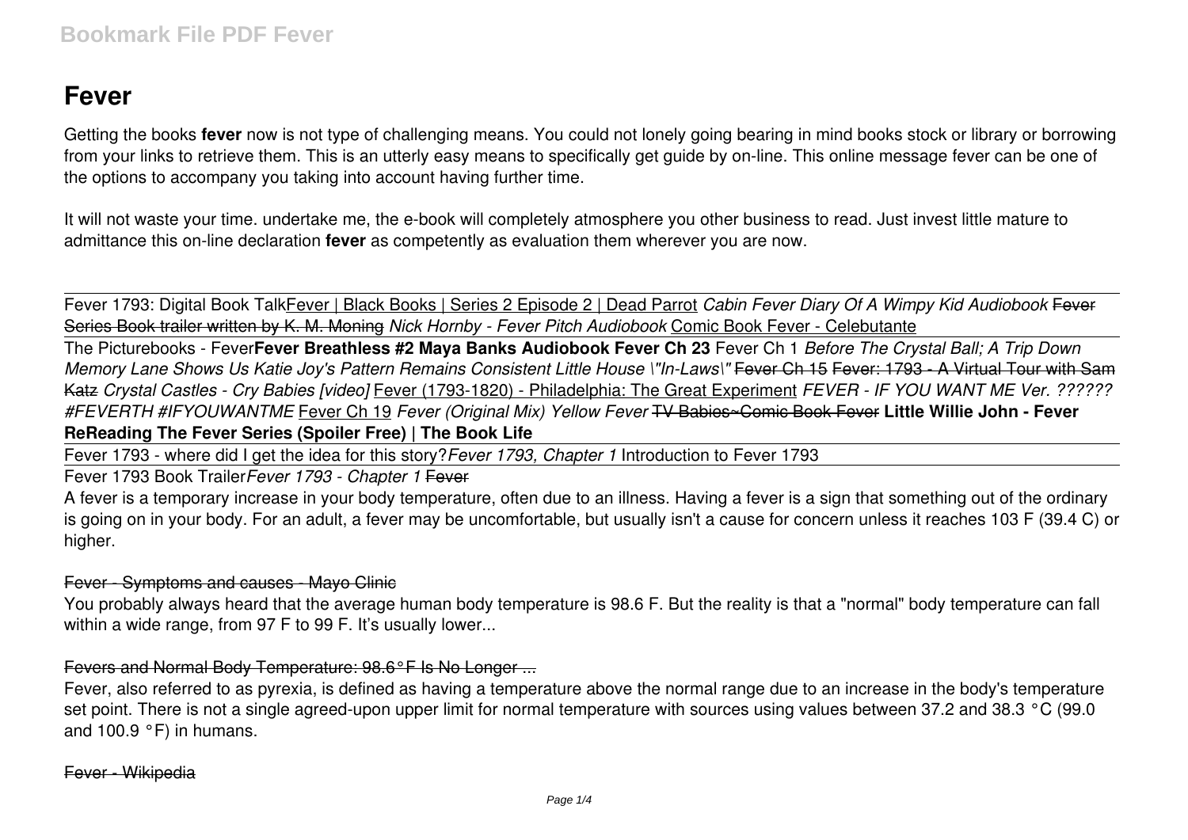# Fever

Getting the books **fever** now is not type of challenging means. You could not lonely going bearing in mind books stock or library or borrowing from your links to retrieve them. This is an utterly easy means to specifically get guide by on-line. This online message fever can be one of the options to accompany you taking into account having further time.

It will not waste your time. undertake me, the e-book will completely atmosphere you other business to read. Just invest little mature to admittance this on-line declaration **fever** as competently as evaluation them wherever you are now.

Fever 1793: Digital Book Talk Fever | Black Books | Series 2 Episode 2 | Dead Parrot *Cabin Fever Diary Of A Wimpy Kid Audiobook* ~~Fever Series Book trailer written by K. M. Moning~~ *Nick Hornby - Fever Pitch Audiobook* Comic Book Fever - Celebutante

The Picturebooks - Fever **Fever Breathless #2 Maya Banks Audiobook Fever Ch 23** Fever Ch 1 *Before The Crystal Ball; A Trip Down Memory Lane Shows Us Katie Joy's Pattern Remains Consistent Little House \"In-Laws\"* ~~Fever Ch 15~~ ~~Fever: 1793 - A Virtual Tour with Sam Katz~~ *Crystal Castles - Cry Babies [video]* Fever (1793-1820) - Philadelphia: The Great Experiment *FEVER - IF YOU WANT ME Ver. ?????? #FEVERTH #IFYOUWANTME* Fever Ch 19 *Fever (Original Mix) Yellow Fever* ~~TV Babies~Comic Book Fever~~ **Little Willie John - Fever ReReading The Fever Series (Spoiler Free) | The Book Life**

Fever 1793 - where did I get the idea for this story? *Fever 1793, Chapter 1* Introduction to Fever 1793

Fever 1793 Book Trailer *Fever 1793 - Chapter 1* ~~Fever~~

A fever is a temporary increase in your body temperature, often due to an illness. Having a fever is a sign that something out of the ordinary is going on in your body. For an adult, a fever may be uncomfortable, but usually isn't a cause for concern unless it reaches 103 F (39.4 C) or higher.

~~Fever - Symptoms and causes - Mayo Clinic~~

You probably always heard that the average human body temperature is 98.6 F. But the reality is that a "normal" body temperature can fall within a wide range, from 97 F to 99 F. It's usually lower...

~~Fevers and Normal Body Temperature: 98.6°F Is No Longer ...~~

Fever, also referred to as pyrexia, is defined as having a temperature above the normal range due to an increase in the body's temperature set point. There is not a single agreed-upon upper limit for normal temperature with sources using values between 37.2 and 38.3 °C (99.0 and 100.9 °F) in humans.

~~Fever - Wikipedia~~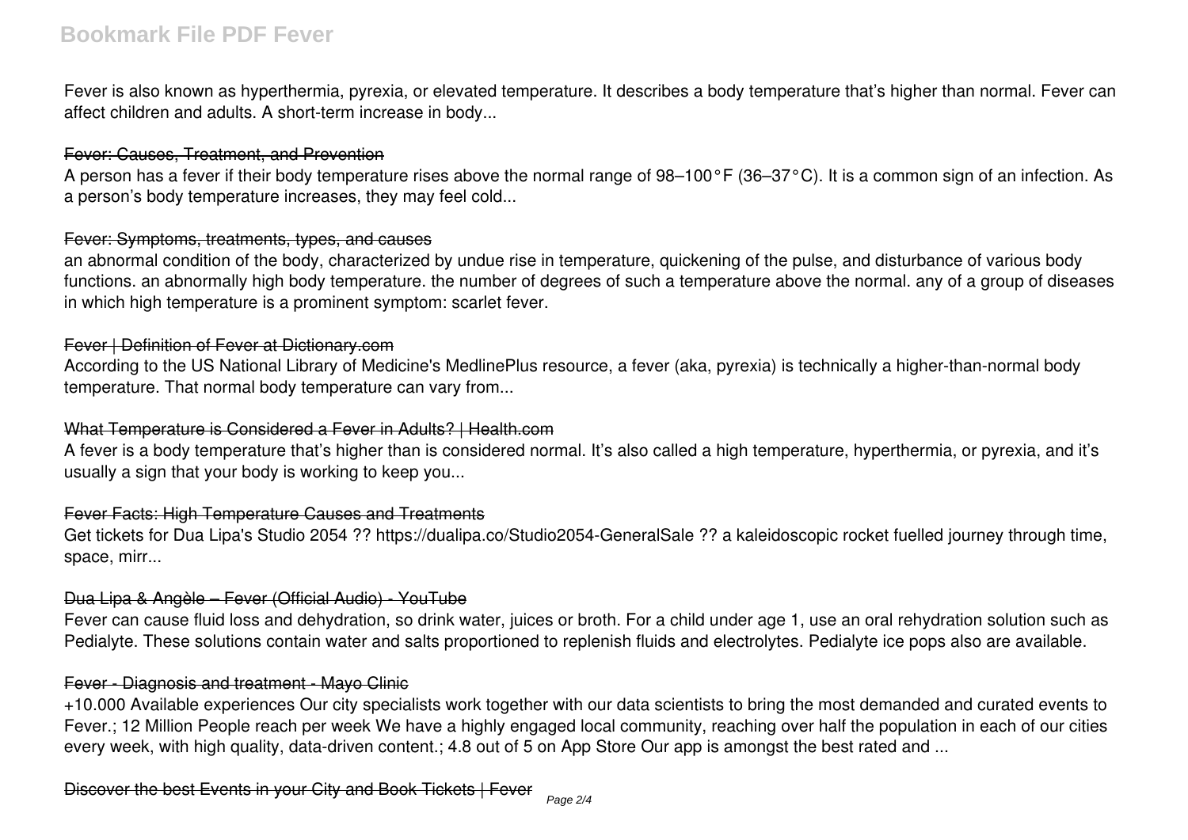Fever is also known as hyperthermia, pyrexia, or elevated temperature. It describes a body temperature that's higher than normal. Fever can affect children and adults. A short-term increase in body...

### Fever: Causes, Treatment, and Prevention

A person has a fever if their body temperature rises above the normal range of 98–100°F (36–37°C). It is a common sign of an infection. As a person's body temperature increases, they may feel cold...

### Fever: Symptoms, treatments, types, and causes

an abnormal condition of the body, characterized by undue rise in temperature, quickening of the pulse, and disturbance of various body functions. an abnormally high body temperature. the number of degrees of such a temperature above the normal. any of a group of diseases in which high temperature is a prominent symptom: scarlet fever.

### Fever | Definition of Fever at Dictionary.com

According to the US National Library of Medicine's MedlinePlus resource, a fever (aka, pyrexia) is technically a higher-than-normal body temperature. That normal body temperature can vary from...

### What Temperature is Considered a Fever in Adults? | Health.com

A fever is a body temperature that's higher than is considered normal. It's also called a high temperature, hyperthermia, or pyrexia, and it's usually a sign that your body is working to keep you...

### Fever Facts: High Temperature Causes and Treatments

Get tickets for Dua Lipa's Studio 2054 ?? https://dualipa.co/Studio2054-GeneralSale ?? a kaleidoscopic rocket fuelled journey through time, space, mirr...

### Dua Lipa & Angèle – Fever (Official Audio) - YouTube

Fever can cause fluid loss and dehydration, so drink water, juices or broth. For a child under age 1, use an oral rehydration solution such as Pedialyte. These solutions contain water and salts proportioned to replenish fluids and electrolytes. Pedialyte ice pops also are available.

### Fever - Diagnosis and treatment - Mayo Clinic

+10.000 Available experiences Our city specialists work together with our data scientists to bring the most demanded and curated events to Fever.; 12 Million People reach per week We have a highly engaged local community, reaching over half the population in each of our cities every week, with high quality, data-driven content.; 4.8 out of 5 on App Store Our app is amongst the best rated and ...

### Discover the best Events in your City and Book Tickets | Fever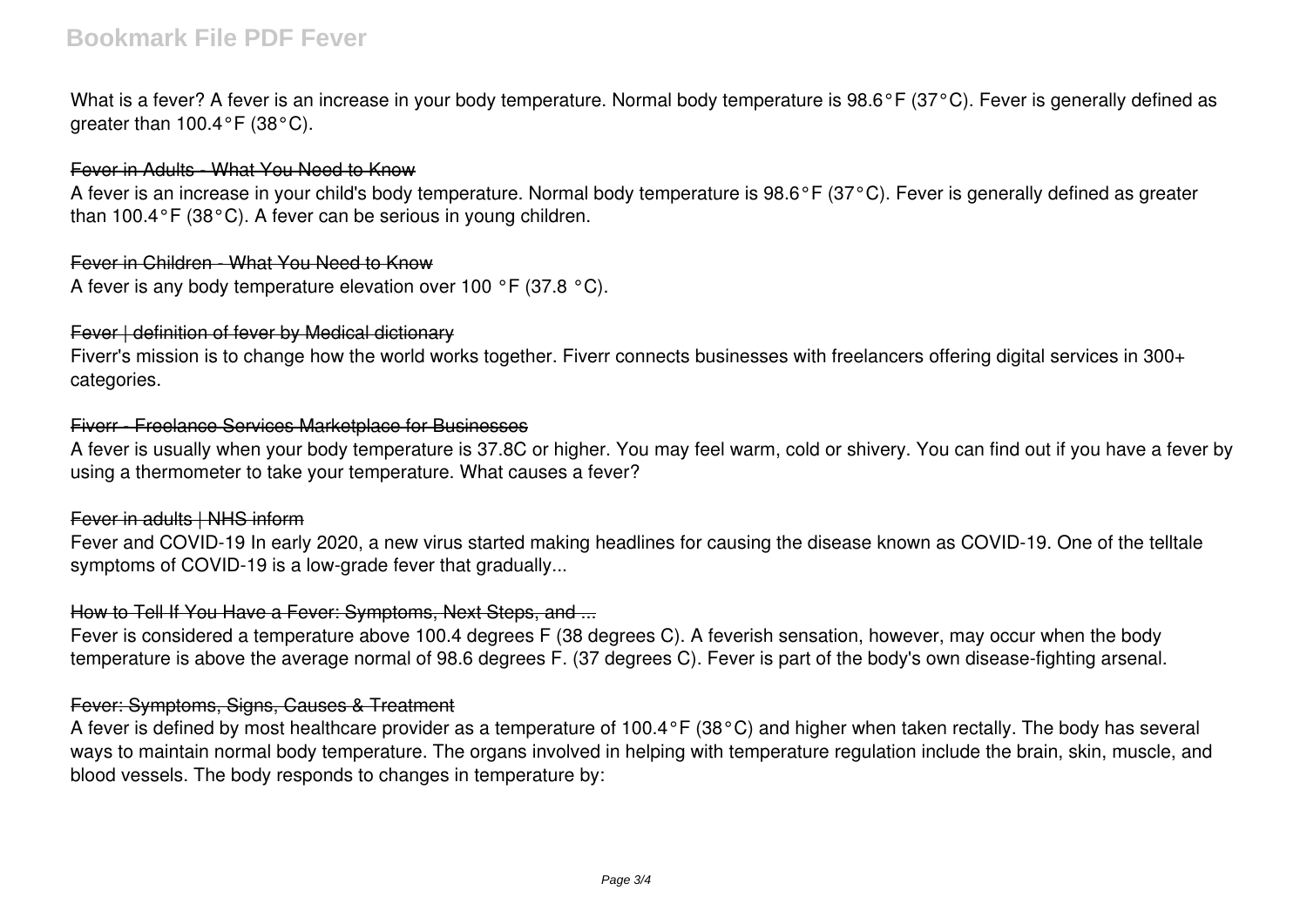What is a fever? A fever is an increase in your body temperature. Normal body temperature is 98.6°F (37°C). Fever is generally defined as greater than 100.4°F (38°C).

Fever in Adults - What You Need to Know

A fever is an increase in your child's body temperature. Normal body temperature is 98.6°F (37°C). Fever is generally defined as greater than 100.4°F (38°C). A fever can be serious in young children.

Fever in Children - What You Need to Know

A fever is any body temperature elevation over 100 °F (37.8 °C).

Fever | definition of fever by Medical dictionary

Fiverr's mission is to change how the world works together. Fiverr connects businesses with freelancers offering digital services in 300+ categories.

Fiverr - Freelance Services Marketplace for Businesses

A fever is usually when your body temperature is 37.8C or higher. You may feel warm, cold or shivery. You can find out if you have a fever by using a thermometer to take your temperature. What causes a fever?

Fever in adults | NHS inform

Fever and COVID-19 In early 2020, a new virus started making headlines for causing the disease known as COVID-19. One of the telltale symptoms of COVID-19 is a low-grade fever that gradually...

How to Tell If You Have a Fever: Symptoms, Next Steps, and ...

Fever is considered a temperature above 100.4 degrees F (38 degrees C). A feverish sensation, however, may occur when the body temperature is above the average normal of 98.6 degrees F. (37 degrees C). Fever is part of the body's own disease-fighting arsenal.

Fever: Symptoms, Signs, Causes & Treatment

A fever is defined by most healthcare provider as a temperature of 100.4°F (38°C) and higher when taken rectally. The body has several ways to maintain normal body temperature. The organs involved in helping with temperature regulation include the brain, skin, muscle, and blood vessels. The body responds to changes in temperature by: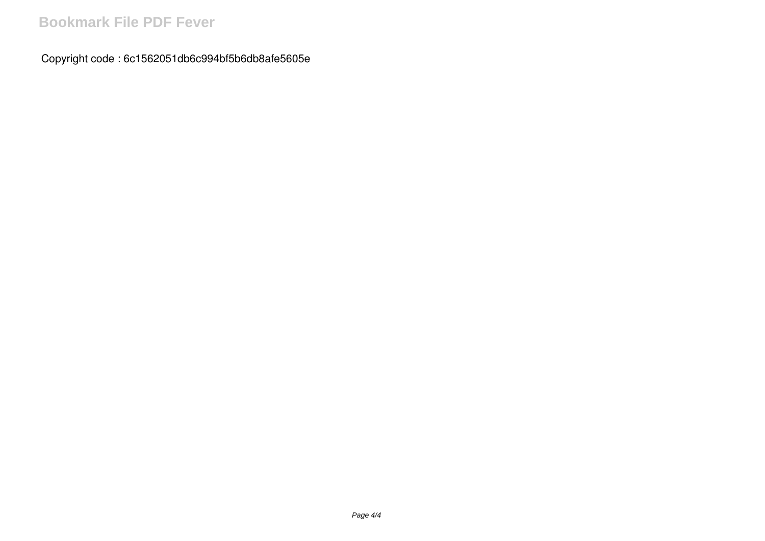Copyright code : 6c1562051db6c994bf5b6db8afe5605e